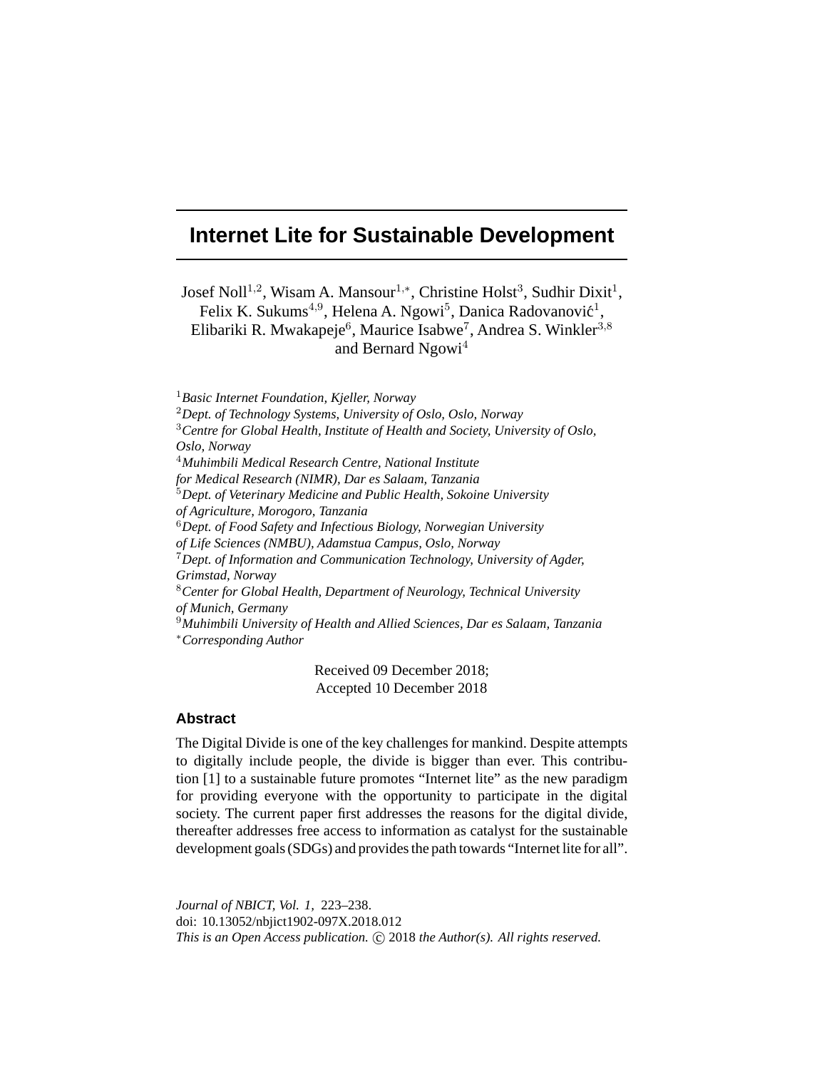# Internet Lite for Sustainable Development

Josef Noll[1,2], Wisam A. Mansour[1,*], Christine Holst[3], Sudhir Dixit[1], Felix K. Sukums[4,9], Helena A. Ngowi[5], Danica Radovanović[1], Elibariki R. Mwakapeje[6], Maurice Isabwe[7], Andrea S. Winkler[3,8] and Bernard Ngowi[4]

[1] *Basic Internet Foundation, Kjeller, Norway*
[2] *Dept. of Technology Systems, University of Oslo, Oslo, Norway*
[3] *Centre for Global Health, Institute of Health and Society, University of Oslo, Oslo, Norway*
[4] *Muhimbili Medical Research Centre, National Institute for Medical Research (NIMR), Dar es Salaam, Tanzania*
[5] *Dept. of Veterinary Medicine and Public Health, Sokoine University of Agriculture, Morogoro, Tanzania*
[6] *Dept. of Food Safety and Infectious Biology, Norwegian University of Life Sciences (NMBU), Adamstua Campus, Oslo, Norway*
[7] *Dept. of Information and Communication Technology, University of Agder, Grimstad, Norway*
[8] *Center for Global Health, Department of Neurology, Technical University of Munich, Germany*
[9] *Muhimbili University of Health and Allied Sciences, Dar es Salaam, Tanzania*
[*] *Corresponding Author*

Received 09 December 2018;
Accepted 10 December 2018

## Abstract

The Digital Divide is one of the key challenges for mankind. Despite attempts to digitally include people, the divide is bigger than ever. This contribution [1] to a sustainable future promotes "Internet lite" as the new paradigm for providing everyone with the opportunity to participate in the digital society. The current paper first addresses the reasons for the digital divide, thereafter addresses free access to information as catalyst for the sustainable development goals (SDGs) and provides the path towards "Internet lite for all".

*Journal of NBICT, Vol. 1,* 223–238.
doi: 10.13052/nbjict1902-097X.2018.012
*This is an Open Access publication.* © 2018 *the Author(s). All rights reserved.*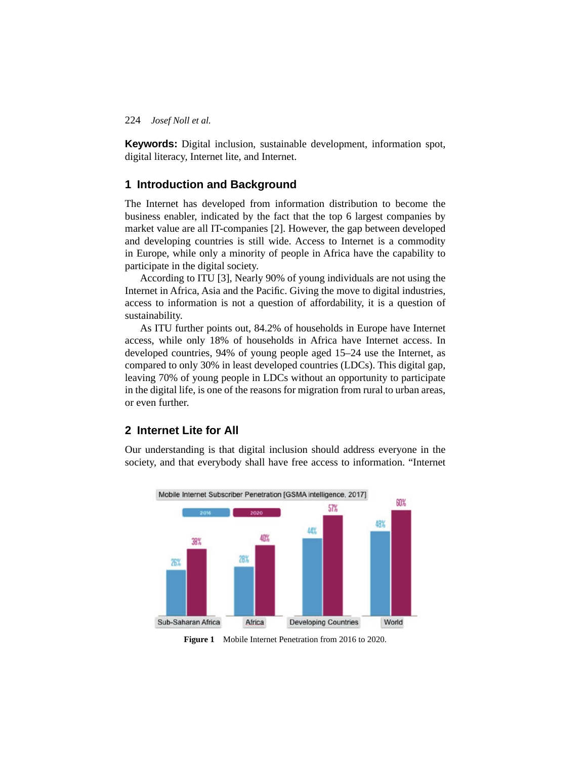**Keywords:** Digital inclusion, sustainable development, information spot, digital literacy, Internet lite, and Internet.

## 1 Introduction and Background

The Internet has developed from information distribution to become the business enabler, indicated by the fact that the top 6 largest companies by market value are all IT-companies [2]. However, the gap between developed and developing countries is still wide. Access to Internet is a commodity in Europe, while only a minority of people in Africa have the capability to participate in the digital society.

According to ITU [3], Nearly 90% of young individuals are not using the Internet in Africa, Asia and the Pacific. Giving the move to digital industries, access to information is not a question of affordability, it is a question of sustainability.

As ITU further points out, 84.2% of households in Europe have Internet access, while only 18% of households in Africa have Internet access. In developed countries, 94% of young people aged 15–24 use the Internet, as compared to only 30% in least developed countries (LDCs). This digital gap, leaving 70% of young people in LDCs without an opportunity to participate in the digital life, is one of the reasons for migration from rural to urban areas, or even further.

## 2 Internet Lite for All

Our understanding is that digital inclusion should address everyone in the society, and that everybody shall have free access to information. "Internet

**Figure 1** Mobile Internet Penetration from 2016 to 2020.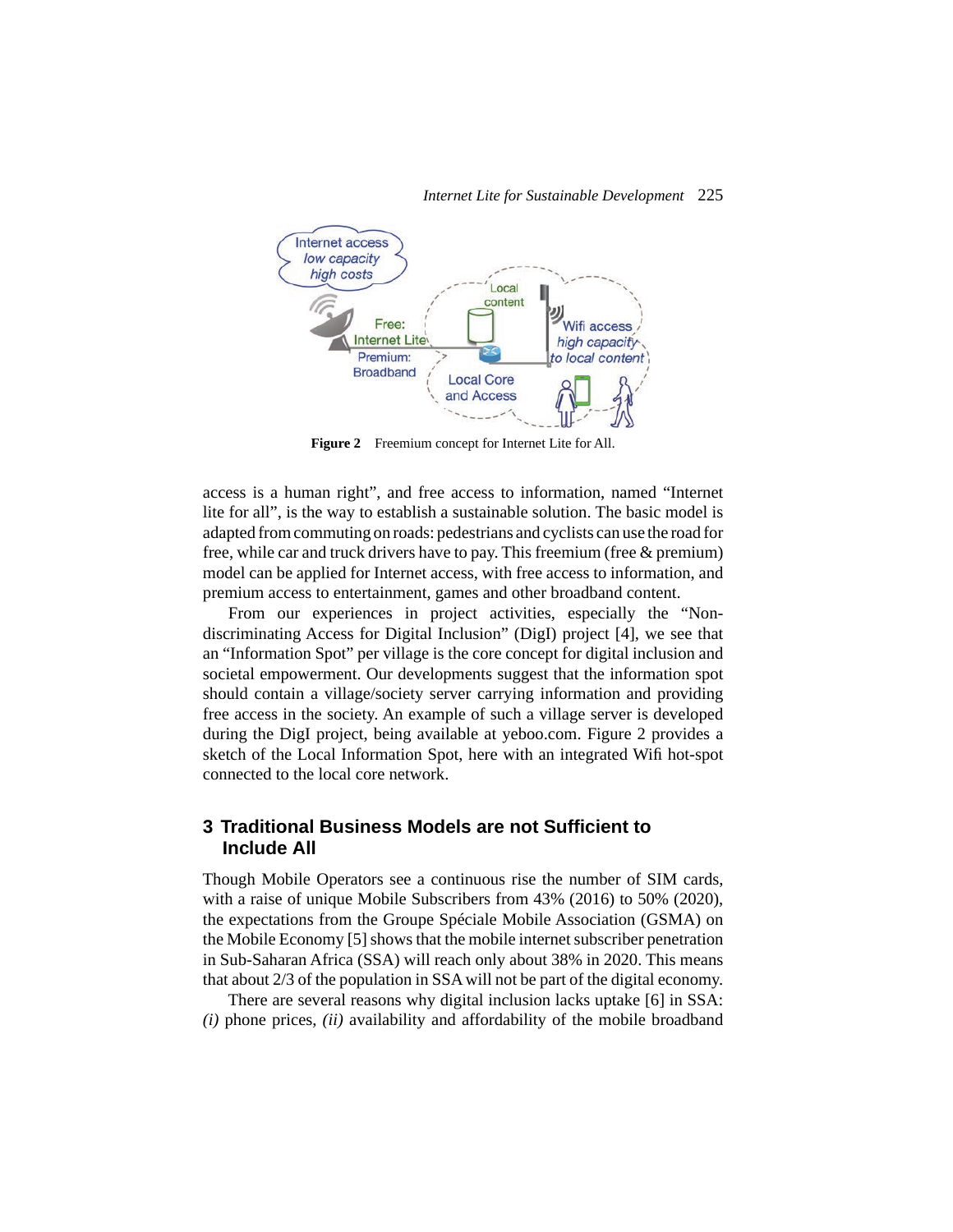**Figure 2** Freemium concept for Internet Lite for All.

access is a human right", and free access to information, named "Internet lite for all", is the way to establish a sustainable solution. The basic model is adapted from commuting on roads: pedestrians and cyclists can use the road for free, while car and truck drivers have to pay. This freemium (free & premium) model can be applied for Internet access, with free access to information, and premium access to entertainment, games and other broadband content.

From our experiences in project activities, especially the "Non-discriminating Access for Digital Inclusion" (DigI) project [4], we see that an "Information Spot" per village is the core concept for digital inclusion and societal empowerment. Our developments suggest that the information spot should contain a village/society server carrying information and providing free access in the society. An example of such a village server is developed during the DigI project, being available at yeboo.com. Figure 2 provides a sketch of the Local Information Spot, here with an integrated Wifi hot-spot connected to the local core network.

## 3 Traditional Business Models are not Sufficient to Include All

Though Mobile Operators see a continuous rise the number of SIM cards, with a raise of unique Mobile Subscribers from 43% (2016) to 50% (2020), the expectations from the Groupe Spéciale Mobile Association (GSMA) on the Mobile Economy [5] shows that the mobile internet subscriber penetration in Sub-Saharan Africa (SSA) will reach only about 38% in 2020. This means that about 2/3 of the population in SSA will not be part of the digital economy.

There are several reasons why digital inclusion lacks uptake [6] in SSA: *(i)* phone prices, *(ii)* availability and affordability of the mobile broadband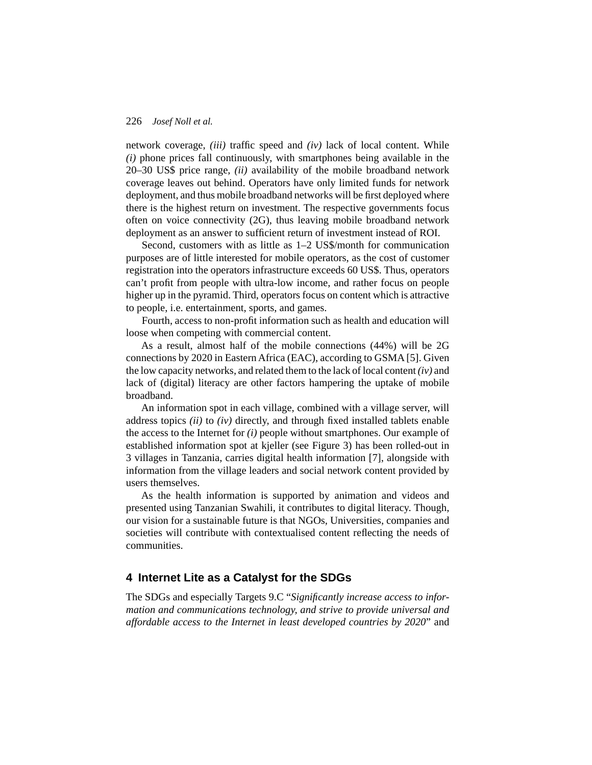network coverage, *(iii)* traffic speed and *(iv)* lack of local content. While *(i)* phone prices fall continuously, with smartphones being available in the 20–30 US$ price range, *(ii)* availability of the mobile broadband network coverage leaves out behind. Operators have only limited funds for network deployment, and thus mobile broadband networks will be first deployed where there is the highest return on investment. The respective governments focus often on voice connectivity (2G), thus leaving mobile broadband network deployment as an answer to sufficient return of investment instead of ROI.

Second, customers with as little as 1–2 US$/month for communication purposes are of little interested for mobile operators, as the cost of customer registration into the operators infrastructure exceeds 60 US$. Thus, operators can't profit from people with ultra-low income, and rather focus on people higher up in the pyramid. Third, operators focus on content which is attractive to people, i.e. entertainment, sports, and games.

Fourth, access to non-profit information such as health and education will loose when competing with commercial content.

As a result, almost half of the mobile connections (44%) will be 2G connections by 2020 in Eastern Africa (EAC), according to GSMA [5]. Given the low capacity networks, and related them to the lack of local content *(iv)* and lack of (digital) literacy are other factors hampering the uptake of mobile broadband.

An information spot in each village, combined with a village server, will address topics *(ii)* to *(iv)* directly, and through fixed installed tablets enable the access to the Internet for *(i)* people without smartphones. Our example of established information spot at kjeller (see Figure 3) has been rolled-out in 3 villages in Tanzania, carries digital health information [7], alongside with information from the village leaders and social network content provided by users themselves.

As the health information is supported by animation and videos and presented using Tanzanian Swahili, it contributes to digital literacy. Though, our vision for a sustainable future is that NGOs, Universities, companies and societies will contribute with contextualised content reflecting the needs of communities.

## 4 Internet Lite as a Catalyst for the SDGs

The SDGs and especially Targets 9.C "*Significantly increase access to information and communications technology, and strive to provide universal and affordable access to the Internet in least developed countries by 2020*" and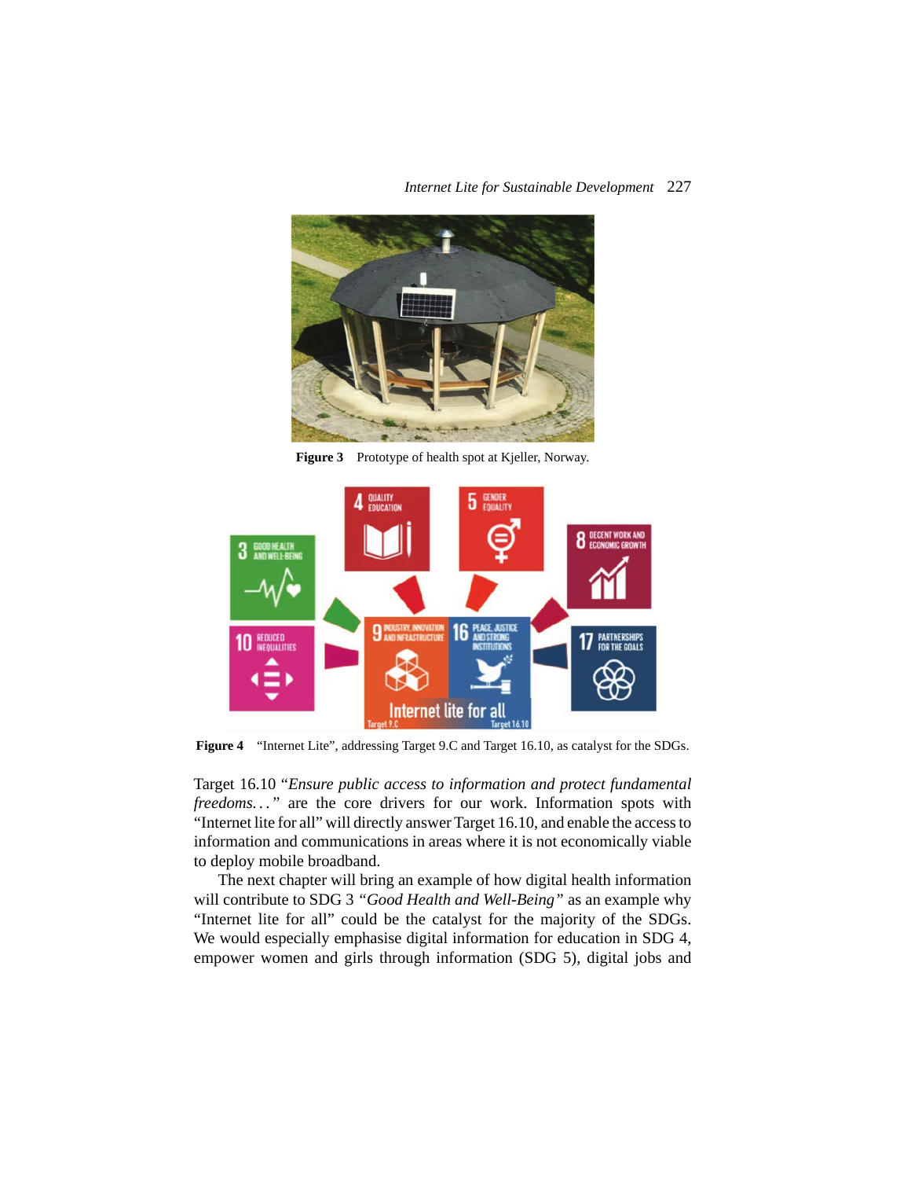Figure 3  Prototype of health spot at Kjeller, Norway.

Figure 4  "Internet Lite", addressing Target 9.C and Target 16.10, as catalyst for the SDGs.

Target 16.10 "*Ensure public access to information and protect fundamental freedoms...*" are the core drivers for our work. Information spots with "Internet lite for all" will directly answer Target 16.10, and enable the access to information and communications in areas where it is not economically viable to deploy mobile broadband.

The next chapter will bring an example of how digital health information will contribute to SDG 3 "*Good Health and Well-Being*" as an example why "Internet lite for all" could be the catalyst for the majority of the SDGs. We would especially emphasise digital information for education in SDG 4, empower women and girls through information (SDG 5), digital jobs and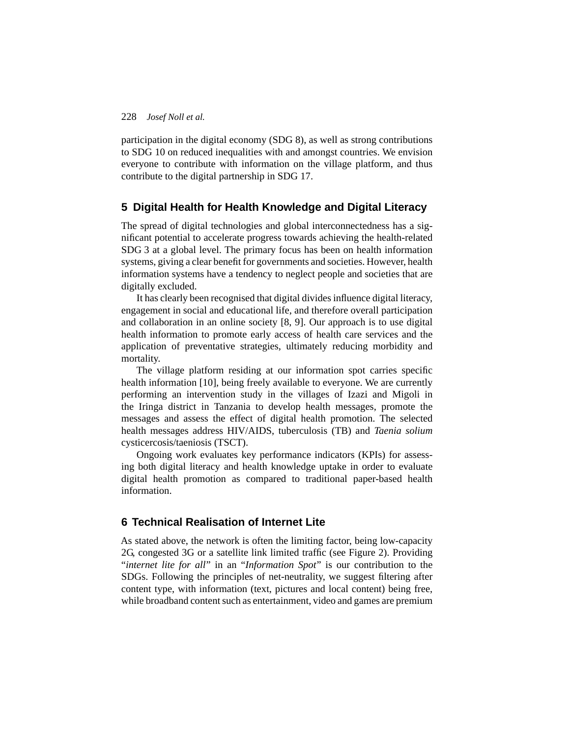participation in the digital economy (SDG 8), as well as strong contributions to SDG 10 on reduced inequalities with and amongst countries. We envision everyone to contribute with information on the village platform, and thus contribute to the digital partnership in SDG 17.

## 5 Digital Health for Health Knowledge and Digital Literacy

The spread of digital technologies and global interconnectedness has a significant potential to accelerate progress towards achieving the health-related SDG 3 at a global level. The primary focus has been on health information systems, giving a clear benefit for governments and societies. However, health information systems have a tendency to neglect people and societies that are digitally excluded.

It has clearly been recognised that digital divides influence digital literacy, engagement in social and educational life, and therefore overall participation and collaboration in an online society [8, 9]. Our approach is to use digital health information to promote early access of health care services and the application of preventative strategies, ultimately reducing morbidity and mortality.

The village platform residing at our information spot carries specific health information [10], being freely available to everyone. We are currently performing an intervention study in the villages of Izazi and Migoli in the Iringa district in Tanzania to develop health messages, promote the messages and assess the effect of digital health promotion. The selected health messages address HIV/AIDS, tuberculosis (TB) and *Taenia solium* cysticercosis/taeniosis (TSCT).

Ongoing work evaluates key performance indicators (KPIs) for assessing both digital literacy and health knowledge uptake in order to evaluate digital health promotion as compared to traditional paper-based health information.

## 6 Technical Realisation of Internet Lite

As stated above, the network is often the limiting factor, being low-capacity 2G, congested 3G or a satellite link limited traffic (see Figure 2). Providing "*internet lite for all*" in an "*Information Spot*" is our contribution to the SDGs. Following the principles of net-neutrality, we suggest filtering after content type, with information (text, pictures and local content) being free, while broadband content such as entertainment, video and games are premium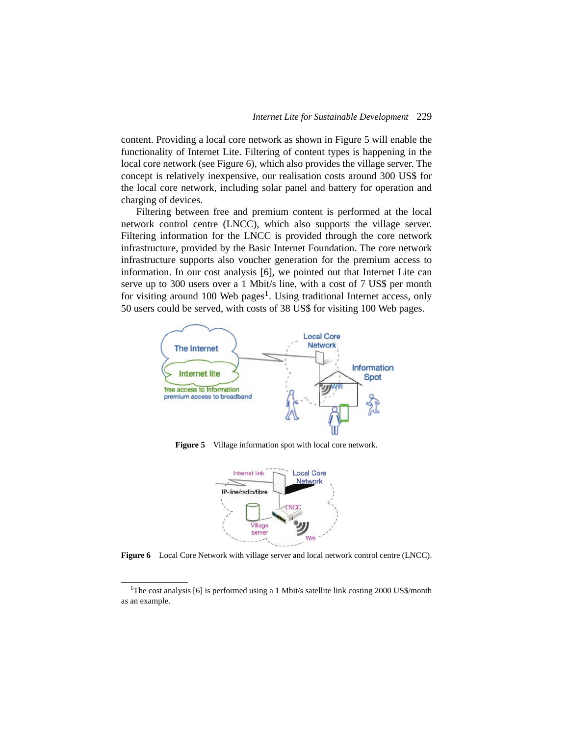content. Providing a local core network as shown in Figure 5 will enable the functionality of Internet Lite. Filtering of content types is happening in the local core network (see Figure 6), which also provides the village server. The concept is relatively inexpensive, our realisation costs around 300 US$ for the local core network, including solar panel and battery for operation and charging of devices.

Filtering between free and premium content is performed at the local network control centre (LNCC), which also supports the village server. Filtering information for the LNCC is provided through the core network infrastructure, provided by the Basic Internet Foundation. The core network infrastructure supports also voucher generation for the premium access to information. In our cost analysis [6], we pointed out that Internet Lite can serve up to 300 users over a 1 Mbit/s line, with a cost of 7 US$ per month for visiting around 100 Web pages[1]. Using traditional Internet access, only 50 users could be served, with costs of 38 US$ for visiting 100 Web pages.

**Figure 5** Village information spot with local core network.

**Figure 6** Local Core Network with village server and local network control centre (LNCC).

---

[1]The cost analysis [6] is performed using a 1 Mbit/s satellite link costing 2000 US$/month as an example.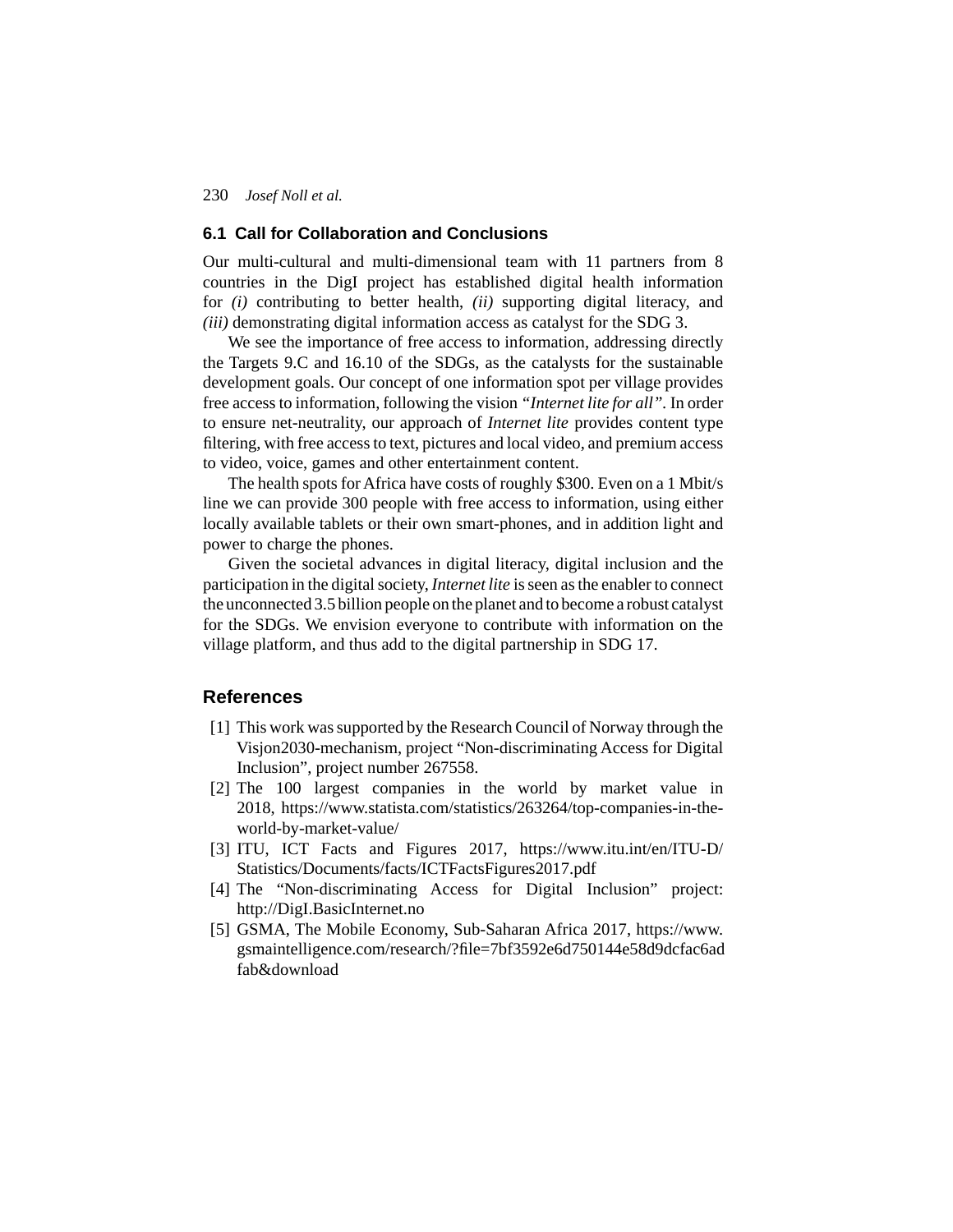### 6.1 Call for Collaboration and Conclusions

Our multi-cultural and multi-dimensional team with 11 partners from 8 countries in the DigI project has established digital health information for *(i)* contributing to better health, *(ii)* supporting digital literacy, and *(iii)* demonstrating digital information access as catalyst for the SDG 3.

We see the importance of free access to information, addressing directly the Targets 9.C and 16.10 of the SDGs, as the catalysts for the sustainable development goals. Our concept of one information spot per village provides free access to information, following the vision *"Internet lite for all"*. In order to ensure net-neutrality, our approach of *Internet lite* provides content type filtering, with free access to text, pictures and local video, and premium access to video, voice, games and other entertainment content.

The health spots for Africa have costs of roughly $300. Even on a 1 Mbit/s line we can provide 300 people with free access to information, using either locally available tablets or their own smart-phones, and in addition light and power to charge the phones.

Given the societal advances in digital literacy, digital inclusion and the participation in the digital society, *Internet lite* is seen as the enabler to connect the unconnected 3.5 billion people on the planet and to become a robust catalyst for the SDGs. We envision everyone to contribute with information on the village platform, and thus add to the digital partnership in SDG 17.

## References

[1] This work was supported by the Research Council of Norway through the Visjon2030-mechanism, project "Non-discriminating Access for Digital Inclusion", project number 267558.

[2] The 100 largest companies in the world by market value in 2018, https://www.statista.com/statistics/263264/top-companies-in-the-world-by-market-value/

[3] ITU, ICT Facts and Figures 2017, https://www.itu.int/en/ITU-D/Statistics/Documents/facts/ICTFactsFigures2017.pdf

[4] The "Non-discriminating Access for Digital Inclusion" project: http://DigI.BasicInternet.no

[5] GSMA, The Mobile Economy, Sub-Saharan Africa 2017, https://www.gsmaintelligence.com/research/?file=7bf3592e6d750144e58d9dcfac6adfab&download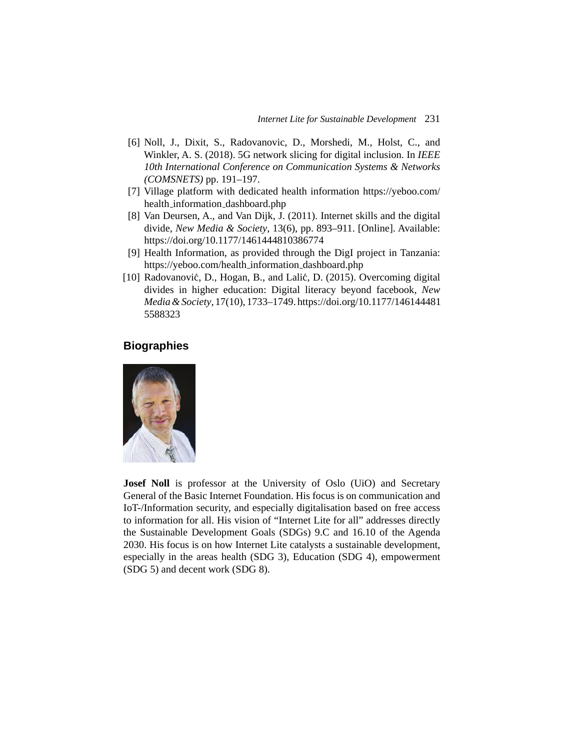[6] Noll, J., Dixit, S., Radovanovic, D., Morshedi, M., Holst, C., and Winkler, A. S. (2018). 5G network slicing for digital inclusion. In *IEEE 10th International Conference on Communication Systems & Networks (COMSNETS)* pp. 191–197.

[7] Village platform with dedicated health information https://yeboo.com/health_information_dashboard.php

[8] Van Deursen, A., and Van Dijk, J. (2011). Internet skills and the digital divide, *New Media & Society*, 13(6), pp. 893–911. [Online]. Available: https://doi.org/10.1177/1461444810386774

[9] Health Information, as provided through the DigI project in Tanzania: https://yeboo.com/health_information_dashboard.php

[10] Radovanović, D., Hogan, B., and Lalić, D. (2015). Overcoming digital divides in higher education: Digital literacy beyond facebook, *New Media & Society*, 17(10), 1733–1749. https://doi.org/10.1177/1461444815588323

## Biographies

**Josef Noll** is professor at the University of Oslo (UiO) and Secretary General of the Basic Internet Foundation. His focus is on communication and IoT-/Information security, and especially digitalisation based on free access to information for all. His vision of "Internet Lite for all" addresses directly the Sustainable Development Goals (SDGs) 9.C and 16.10 of the Agenda 2030. His focus is on how Internet Lite catalysts a sustainable development, especially in the areas health (SDG 3), Education (SDG 4), empowerment (SDG 5) and decent work (SDG 8).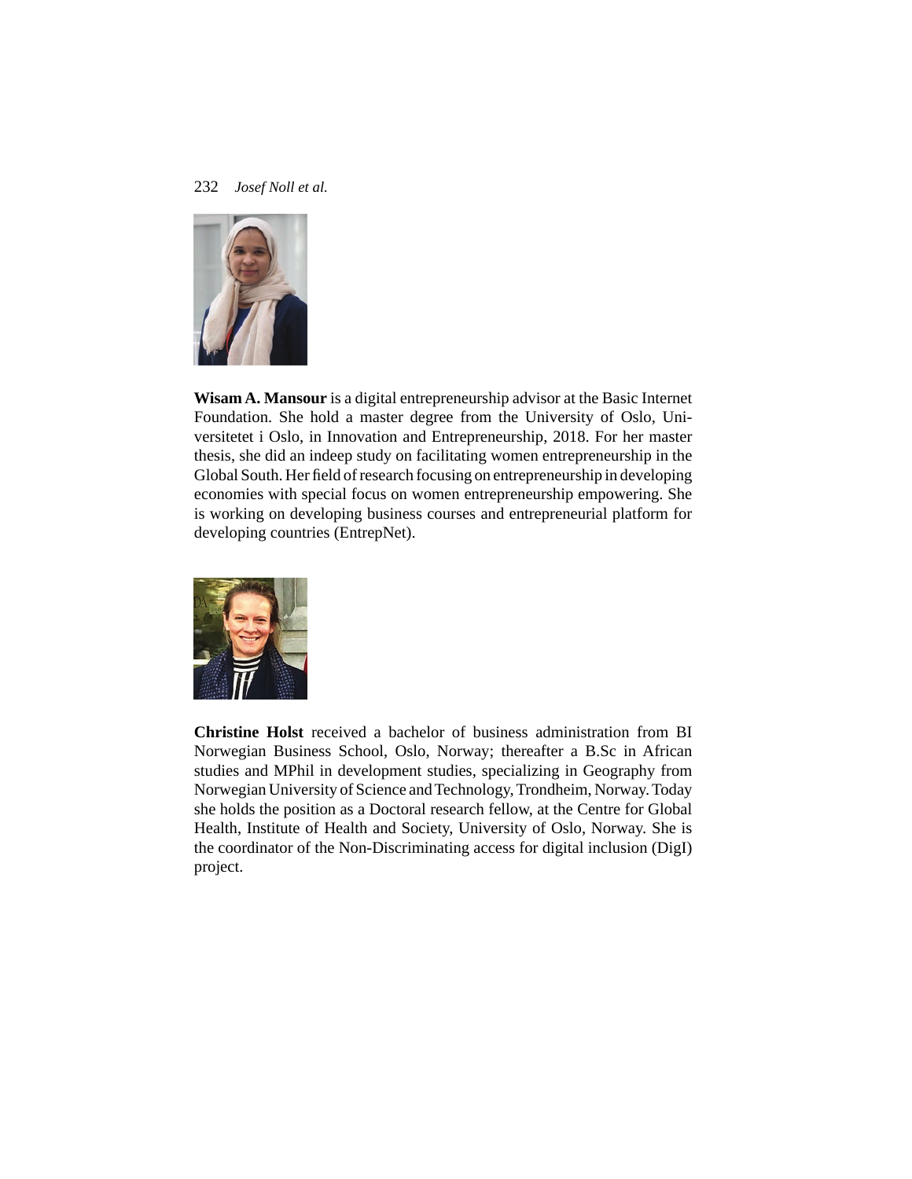**Wisam A. Mansour** is a digital entrepreneurship advisor at the Basic Internet Foundation. She hold a master degree from the University of Oslo, Universitetet i Oslo, in Innovation and Entrepreneurship, 2018. For her master thesis, she did an indeep study on facilitating women entrepreneurship in the Global South. Her field of research focusing on entrepreneurship in developing economies with special focus on women entrepreneurship empowering. She is working on developing business courses and entrepreneurial platform for developing countries (EntrepNet).

**Christine Holst** received a bachelor of business administration from BI Norwegian Business School, Oslo, Norway; thereafter a B.Sc in African studies and MPhil in development studies, specializing in Geography from Norwegian University of Science and Technology, Trondheim, Norway. Today she holds the position as a Doctoral research fellow, at the Centre for Global Health, Institute of Health and Society, University of Oslo, Norway. She is the coordinator of the Non-Discriminating access for digital inclusion (DigI) project.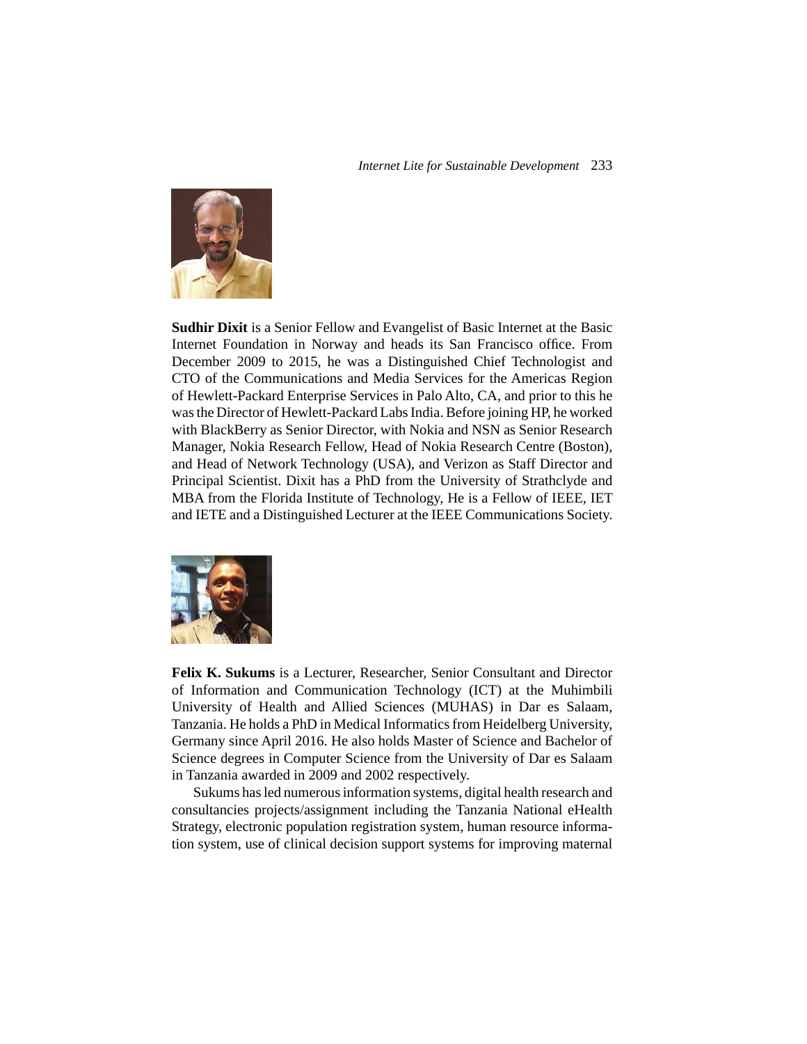**Sudhir Dixit** is a Senior Fellow and Evangelist of Basic Internet at the Basic Internet Foundation in Norway and heads its San Francisco office. From December 2009 to 2015, he was a Distinguished Chief Technologist and CTO of the Communications and Media Services for the Americas Region of Hewlett-Packard Enterprise Services in Palo Alto, CA, and prior to this he was the Director of Hewlett-Packard Labs India. Before joining HP, he worked with BlackBerry as Senior Director, with Nokia and NSN as Senior Research Manager, Nokia Research Fellow, Head of Nokia Research Centre (Boston), and Head of Network Technology (USA), and Verizon as Staff Director and Principal Scientist. Dixit has a PhD from the University of Strathclyde and MBA from the Florida Institute of Technology, He is a Fellow of IEEE, IET and IETE and a Distinguished Lecturer at the IEEE Communications Society.

**Felix K. Sukums** is a Lecturer, Researcher, Senior Consultant and Director of Information and Communication Technology (ICT) at the Muhimbili University of Health and Allied Sciences (MUHAS) in Dar es Salaam, Tanzania. He holds a PhD in Medical Informatics from Heidelberg University, Germany since April 2016. He also holds Master of Science and Bachelor of Science degrees in Computer Science from the University of Dar es Salaam in Tanzania awarded in 2009 and 2002 respectively.

Sukums has led numerous information systems, digital health research and consultancies projects/assignment including the Tanzania National eHealth Strategy, electronic population registration system, human resource information system, use of clinical decision support systems for improving maternal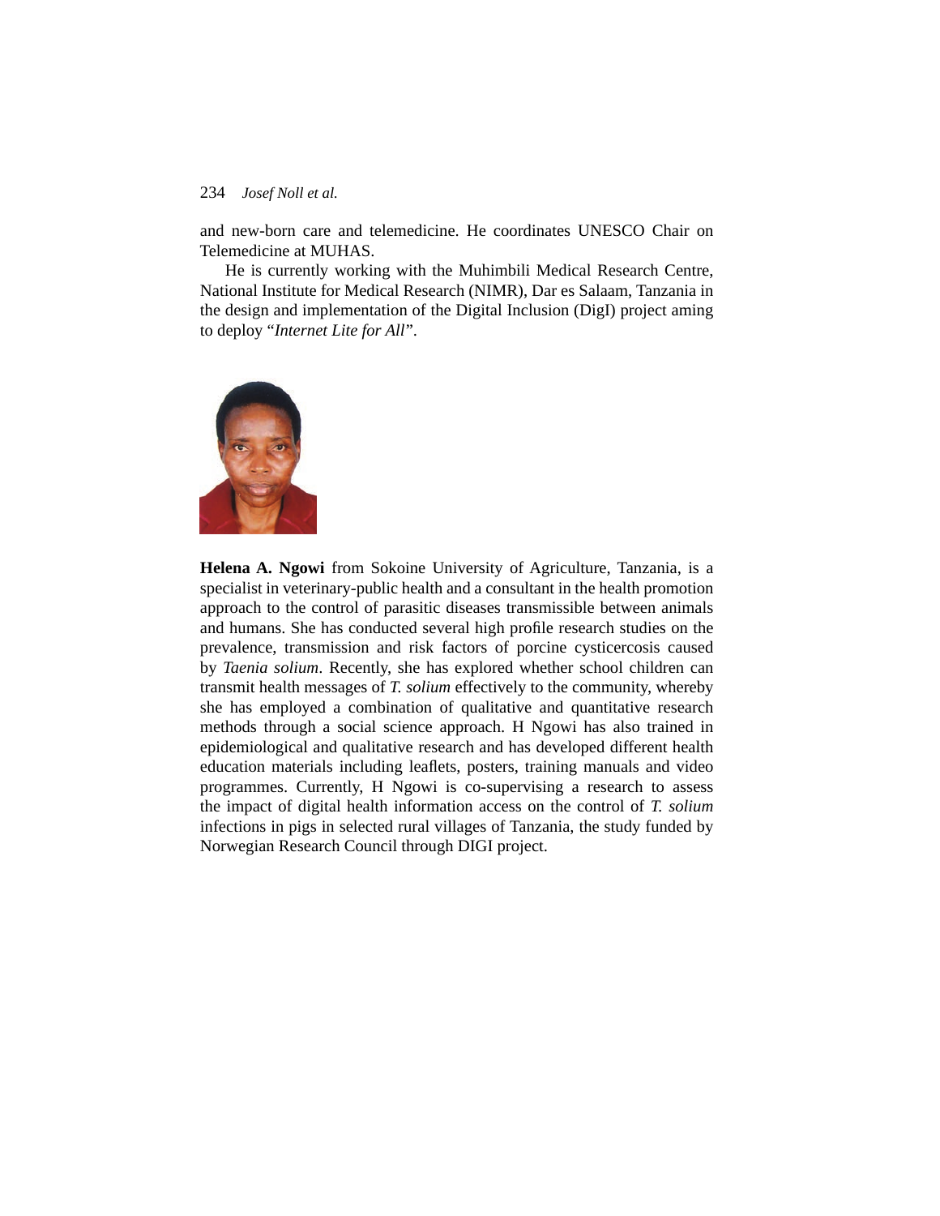and new-born care and telemedicine. He coordinates UNESCO Chair on Telemedicine at MUHAS.

He is currently working with the Muhimbili Medical Research Centre, National Institute for Medical Research (NIMR), Dar es Salaam, Tanzania in the design and implementation of the Digital Inclusion (DigI) project aming to deploy "*Internet Lite for All*".

**Helena A. Ngowi** from Sokoine University of Agriculture, Tanzania, is a specialist in veterinary-public health and a consultant in the health promotion approach to the control of parasitic diseases transmissible between animals and humans. She has conducted several high profile research studies on the prevalence, transmission and risk factors of porcine cysticercosis caused by *Taenia solium*. Recently, she has explored whether school children can transmit health messages of *T. solium* effectively to the community, whereby she has employed a combination of qualitative and quantitative research methods through a social science approach. H Ngowi has also trained in epidemiological and qualitative research and has developed different health education materials including leaflets, posters, training manuals and video programmes. Currently, H Ngowi is co-supervising a research to assess the impact of digital health information access on the control of *T. solium* infections in pigs in selected rural villages of Tanzania, the study funded by Norwegian Research Council through DIGI project.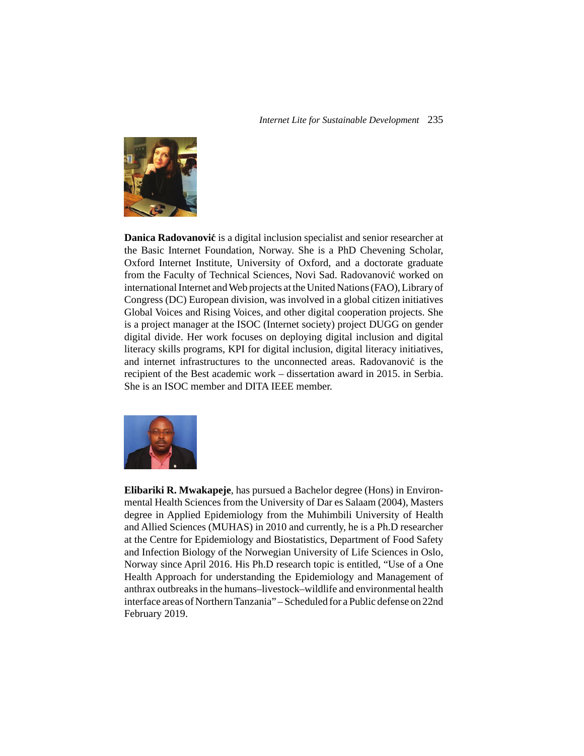**Danica Radovanović** is a digital inclusion specialist and senior researcher at the Basic Internet Foundation, Norway. She is a PhD Chevening Scholar, Oxford Internet Institute, University of Oxford, and a doctorate graduate from the Faculty of Technical Sciences, Novi Sad. Radovanović worked on international Internet and Web projects at the United Nations (FAO), Library of Congress (DC) European division, was involved in a global citizen initiatives Global Voices and Rising Voices, and other digital cooperation projects. She is a project manager at the ISOC (Internet society) project DUGG on gender digital divide. Her work focuses on deploying digital inclusion and digital literacy skills programs, KPI for digital inclusion, digital literacy initiatives, and internet infrastructures to the unconnected areas. Radovanović is the recipient of the Best academic work – dissertation award in 2015. in Serbia. She is an ISOC member and DITA IEEE member.

**Elibariki R. Mwakapeje**, has pursued a Bachelor degree (Hons) in Environmental Health Sciences from the University of Dar es Salaam (2004), Masters degree in Applied Epidemiology from the Muhimbili University of Health and Allied Sciences (MUHAS) in 2010 and currently, he is a Ph.D researcher at the Centre for Epidemiology and Biostatistics, Department of Food Safety and Infection Biology of the Norwegian University of Life Sciences in Oslo, Norway since April 2016. His Ph.D research topic is entitled, "Use of a One Health Approach for understanding the Epidemiology and Management of anthrax outbreaks in the humans–livestock–wildlife and environmental health interface areas of Northern Tanzania" – Scheduled for a Public defense on 22nd February 2019.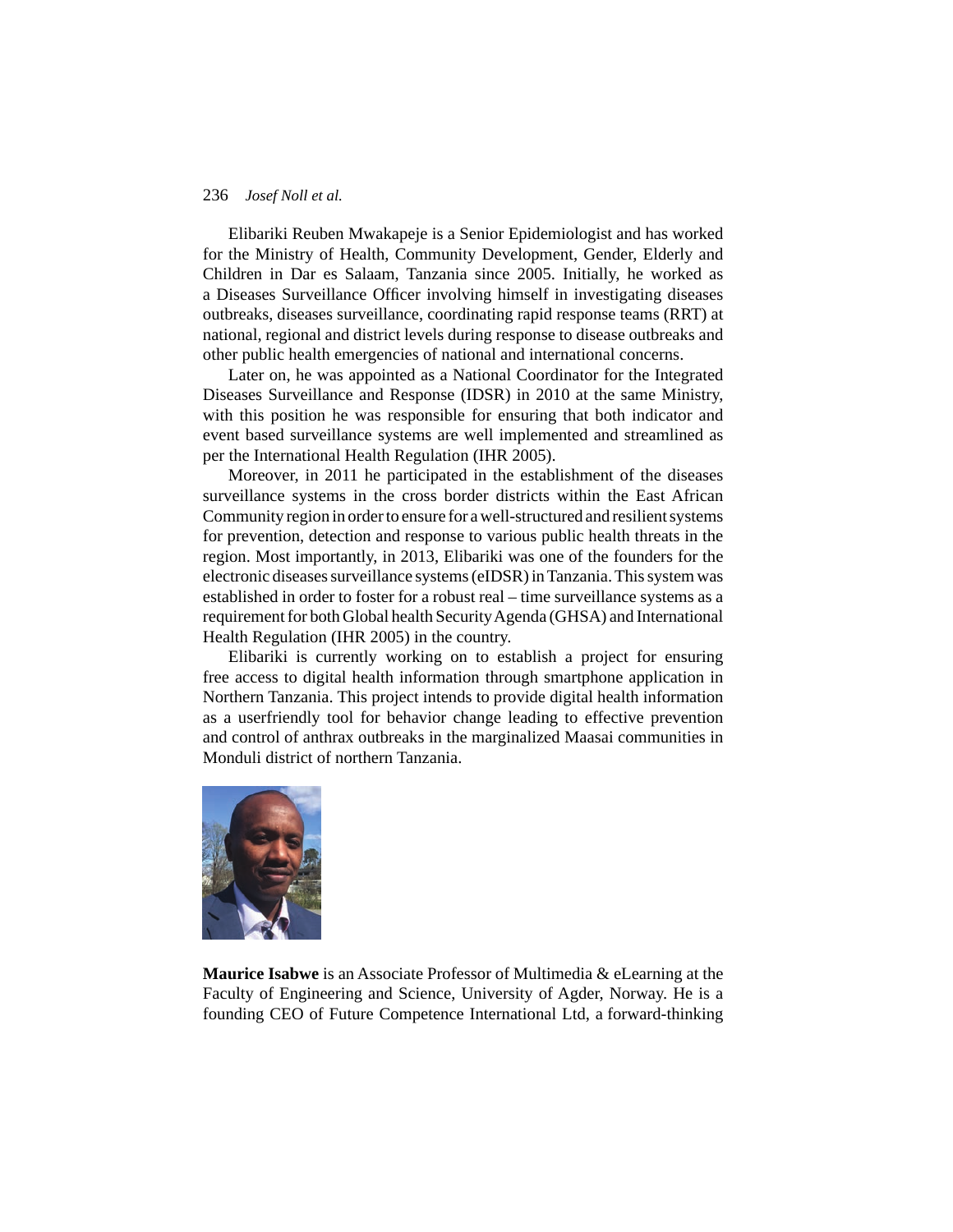Elibariki Reuben Mwakapeje is a Senior Epidemiologist and has worked for the Ministry of Health, Community Development, Gender, Elderly and Children in Dar es Salaam, Tanzania since 2005. Initially, he worked as a Diseases Surveillance Officer involving himself in investigating diseases outbreaks, diseases surveillance, coordinating rapid response teams (RRT) at national, regional and district levels during response to disease outbreaks and other public health emergencies of national and international concerns.

Later on, he was appointed as a National Coordinator for the Integrated Diseases Surveillance and Response (IDSR) in 2010 at the same Ministry, with this position he was responsible for ensuring that both indicator and event based surveillance systems are well implemented and streamlined as per the International Health Regulation (IHR 2005).

Moreover, in 2011 he participated in the establishment of the diseases surveillance systems in the cross border districts within the East African Community region in order to ensure for a well-structured and resilient systems for prevention, detection and response to various public health threats in the region. Most importantly, in 2013, Elibariki was one of the founders for the electronic diseases surveillance systems (eIDSR) in Tanzania. This system was established in order to foster for a robust real – time surveillance systems as a requirement for both Global health Security Agenda (GHSA) and International Health Regulation (IHR 2005) in the country.

Elibariki is currently working on to establish a project for ensuring free access to digital health information through smartphone application in Northern Tanzania. This project intends to provide digital health information as a userfriendly tool for behavior change leading to effective prevention and control of anthrax outbreaks in the marginalized Maasai communities in Monduli district of northern Tanzania.

**Maurice Isabwe** is an Associate Professor of Multimedia & eLearning at the Faculty of Engineering and Science, University of Agder, Norway. He is a founding CEO of Future Competence International Ltd, a forward-thinking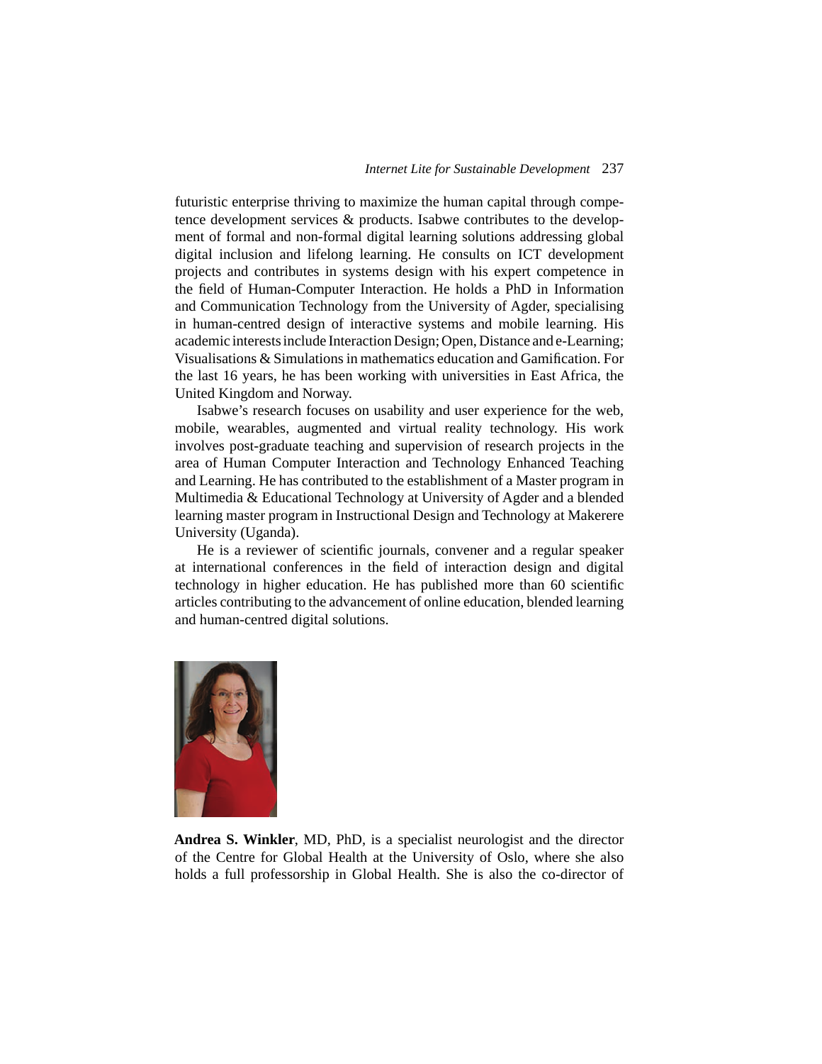futuristic enterprise thriving to maximize the human capital through competence development services & products. Isabwe contributes to the development of formal and non-formal digital learning solutions addressing global digital inclusion and lifelong learning. He consults on ICT development projects and contributes in systems design with his expert competence in the field of Human-Computer Interaction. He holds a PhD in Information and Communication Technology from the University of Agder, specialising in human-centred design of interactive systems and mobile learning. His academic interests include Interaction Design; Open, Distance and e-Learning; Visualisations & Simulations in mathematics education and Gamification. For the last 16 years, he has been working with universities in East Africa, the United Kingdom and Norway.

Isabwe's research focuses on usability and user experience for the web, mobile, wearables, augmented and virtual reality technology. His work involves post-graduate teaching and supervision of research projects in the area of Human Computer Interaction and Technology Enhanced Teaching and Learning. He has contributed to the establishment of a Master program in Multimedia & Educational Technology at University of Agder and a blended learning master program in Instructional Design and Technology at Makerere University (Uganda).

He is a reviewer of scientific journals, convener and a regular speaker at international conferences in the field of interaction design and digital technology in higher education. He has published more than 60 scientific articles contributing to the advancement of online education, blended learning and human-centred digital solutions.

**Andrea S. Winkler**, MD, PhD, is a specialist neurologist and the director of the Centre for Global Health at the University of Oslo, where she also holds a full professorship in Global Health. She is also the co-director of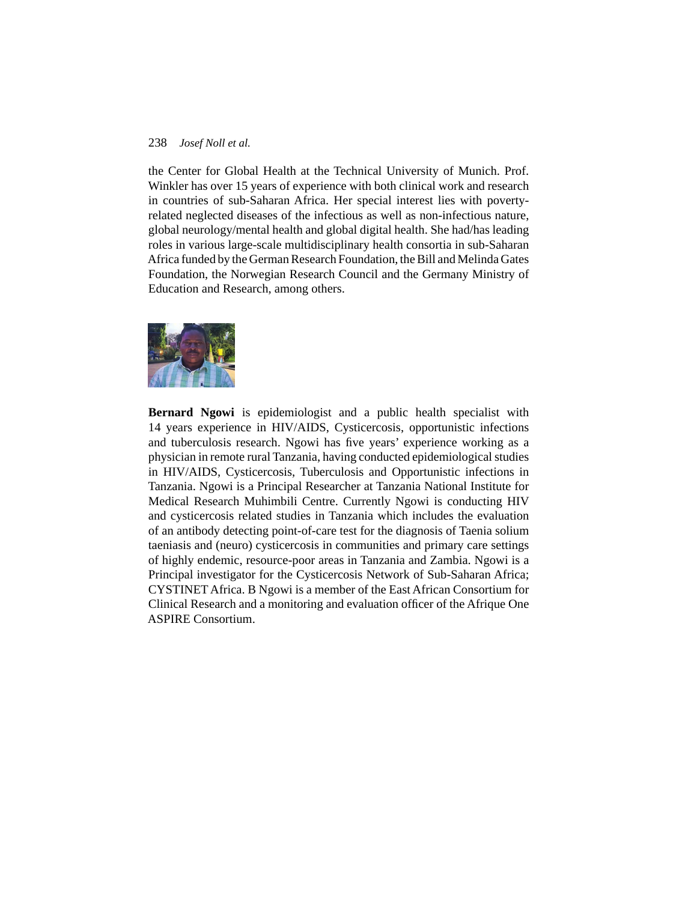the Center for Global Health at the Technical University of Munich. Prof. Winkler has over 15 years of experience with both clinical work and research in countries of sub-Saharan Africa. Her special interest lies with poverty-related neglected diseases of the infectious as well as non-infectious nature, global neurology/mental health and global digital health. She had/has leading roles in various large-scale multidisciplinary health consortia in sub-Saharan Africa funded by the German Research Foundation, the Bill and Melinda Gates Foundation, the Norwegian Research Council and the Germany Ministry of Education and Research, among others.

**Bernard Ngowi** is epidemiologist and a public health specialist with 14 years experience in HIV/AIDS, Cysticercosis, opportunistic infections and tuberculosis research. Ngowi has five years' experience working as a physician in remote rural Tanzania, having conducted epidemiological studies in HIV/AIDS, Cysticercosis, Tuberculosis and Opportunistic infections in Tanzania. Ngowi is a Principal Researcher at Tanzania National Institute for Medical Research Muhimbili Centre. Currently Ngowi is conducting HIV and cysticercosis related studies in Tanzania which includes the evaluation of an antibody detecting point-of-care test for the diagnosis of Taenia solium taeniasis and (neuro) cysticercosis in communities and primary care settings of highly endemic, resource-poor areas in Tanzania and Zambia. Ngowi is a Principal investigator for the Cysticercosis Network of Sub-Saharan Africa; CYSTINET Africa. B Ngowi is a member of the East African Consortium for Clinical Research and a monitoring and evaluation officer of the Afrique One ASPIRE Consortium.